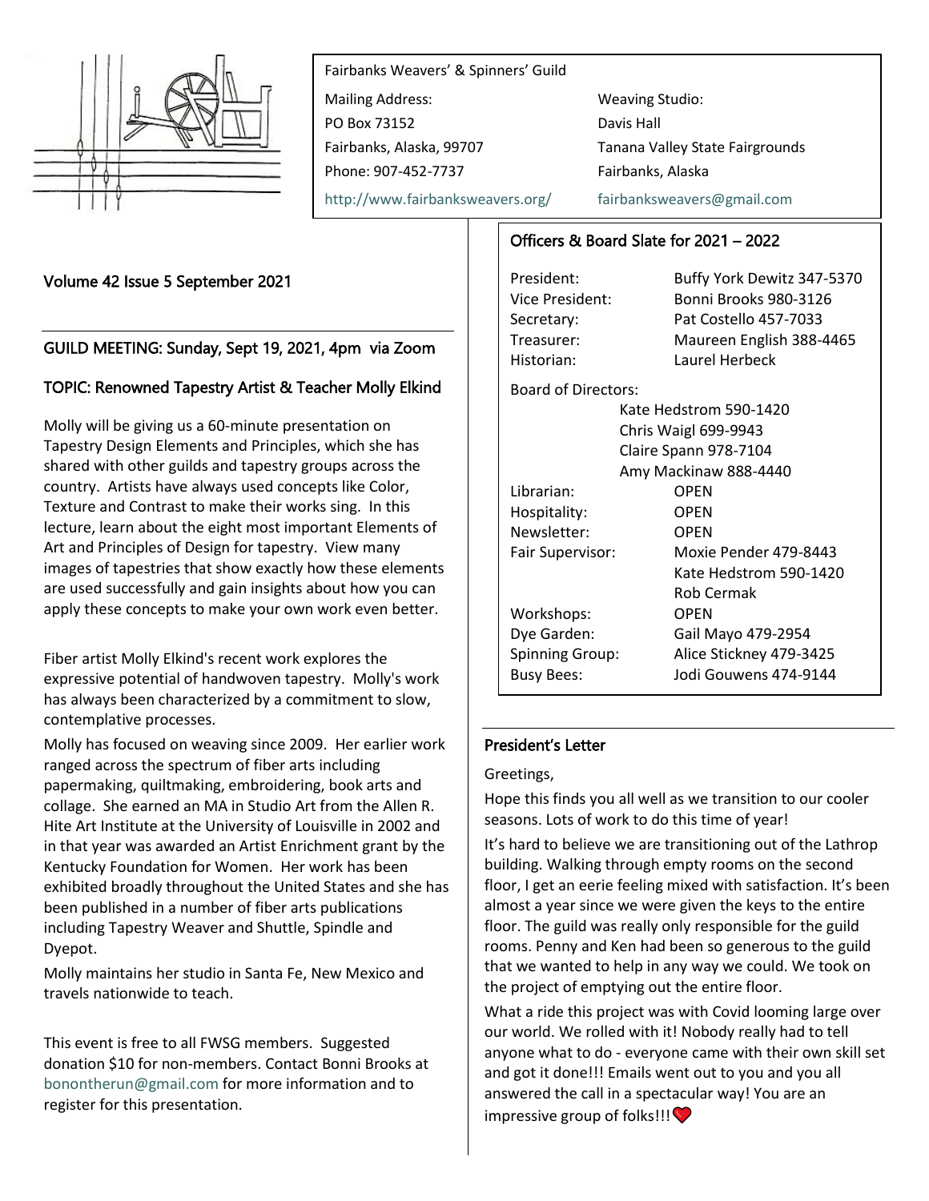Fairbanks Weavers' & Spinners' Guild

Mailing Address:
PO Box 73152
Fairbanks, Alaska, 99707
Phone: 907-452-7737
http://www.fairbanksweavers.org/

Weaving Studio:
Davis Hall
Tanana Valley State Fairgrounds
Fairbanks, Alaska
fairbanksweavers@gmail.com

Volume 42 Issue 5 September 2021

## GUILD MEETING: Sunday, Sept 19, 2021, 4pm via Zoom

## TOPIC: Renowned Tapestry Artist & Teacher Molly Elkind

Molly will be giving us a 60-minute presentation on Tapestry Design Elements and Principles, which she has shared with other guilds and tapestry groups across the country. Artists have always used concepts like Color, Texture and Contrast to make their works sing. In this lecture, learn about the eight most important Elements of Art and Principles of Design for tapestry. View many images of tapestries that show exactly how these elements are used successfully and gain insights about how you can apply these concepts to make your own work even better.

Fiber artist Molly Elkind's recent work explores the expressive potential of handwoven tapestry. Molly's work has always been characterized by a commitment to slow, contemplative processes.

Molly has focused on weaving since 2009. Her earlier work ranged across the spectrum of fiber arts including papermaking, quiltmaking, embroidering, book arts and collage. She earned an MA in Studio Art from the Allen R. Hite Art Institute at the University of Louisville in 2002 and in that year was awarded an Artist Enrichment grant by the Kentucky Foundation for Women. Her work has been exhibited broadly throughout the United States and she has been published in a number of fiber arts publications including Tapestry Weaver and Shuttle, Spindle and Dyepot.

Molly maintains her studio in Santa Fe, New Mexico and travels nationwide to teach.

This event is free to all FWSG members. Suggested donation $10 for non-members. Contact Bonni Brooks at bonontherun@gmail.com for more information and to register for this presentation.

## Officers & Board Slate for 2021 – 2022

| | |
|---|---|
| President: | Buffy York Dewitz 347-5370 |
| Vice President: | Bonni Brooks 980-3126 |
| Secretary: | Pat Costello 457-7033 |
| Treasurer: | Maureen English 388-4465 |
| Historian: | Laurel Herbeck |
| Board of Directors: | Kate Hedstrom 590-1420 |
| | Chris Waigl 699-9943 |
| | Claire Spann 978-7104 |
| | Amy Mackinaw 888-4440 |
| Librarian: | OPEN |
| Hospitality: | OPEN |
| Newsletter: | OPEN |
| Fair Supervisor: | Moxie Pender 479-8443 |
| | Kate Hedstrom 590-1420 |
| | Rob Cermak |
| Workshops: | OPEN |
| Dye Garden: | Gail Mayo 479-2954 |
| Spinning Group: | Alice Stickney 479-3425 |
| Busy Bees: | Jodi Gouwens 474-9144 |

## President's Letter

Greetings,

Hope this finds you all well as we transition to our cooler seasons. Lots of work to do this time of year!

It's hard to believe we are transitioning out of the Lathrop building. Walking through empty rooms on the second floor, I get an eerie feeling mixed with satisfaction. It's been almost a year since we were given the keys to the entire floor. The guild was really only responsible for the guild rooms. Penny and Ken had been so generous to the guild that we wanted to help in any way we could. We took on the project of emptying out the entire floor.

What a ride this project was with Covid looming large over our world. We rolled with it! Nobody really had to tell anyone what to do - everyone came with their own skill set and got it done!!! Emails went out to you and you all answered the call in a spectacular way! You are an impressive group of folks!!! ❤️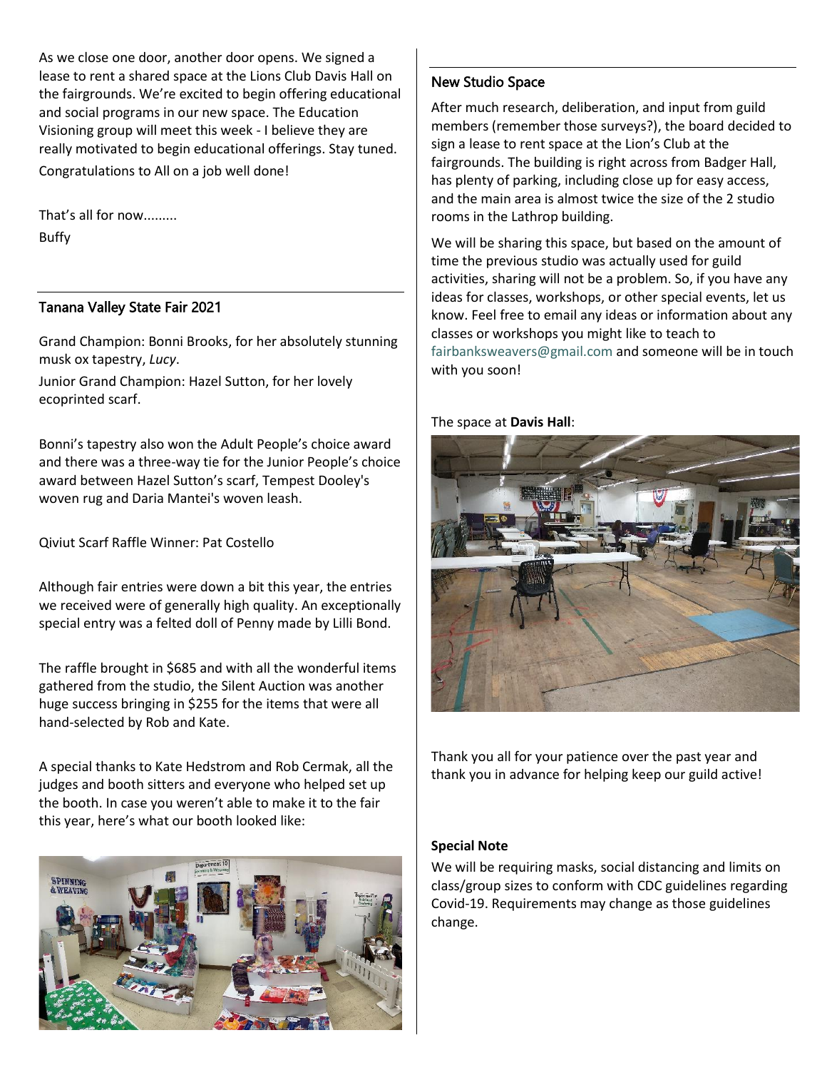As we close one door, another door opens. We signed a lease to rent a shared space at the Lions Club Davis Hall on the fairgrounds. We're excited to begin offering educational and social programs in our new space. The Education Visioning group will meet this week - I believe they are really motivated to begin educational offerings. Stay tuned.

Congratulations to All on a job well done!

That's all for now.........

Buffy

## Tanana Valley State Fair 2021

Grand Champion: Bonni Brooks, for her absolutely stunning musk ox tapestry, *Lucy*.

Junior Grand Champion: Hazel Sutton, for her lovely ecoprinted scarf.

Bonni's tapestry also won the Adult People's choice award and there was a three-way tie for the Junior People's choice award between Hazel Sutton's scarf, Tempest Dooley's woven rug and Daria Mantei's woven leash.

Qiviut Scarf Raffle Winner: Pat Costello

Although fair entries were down a bit this year, the entries we received were of generally high quality. An exceptionally special entry was a felted doll of Penny made by Lilli Bond.

The raffle brought in $685 and with all the wonderful items gathered from the studio, the Silent Auction was another huge success bringing in $255 for the items that were all hand-selected by Rob and Kate.

A special thanks to Kate Hedstrom and Rob Cermak, all the judges and booth sitters and everyone who helped set up the booth. In case you weren't able to make it to the fair this year, here's what our booth looked like:

## New Studio Space

After much research, deliberation, and input from guild members (remember those surveys?), the board decided to sign a lease to rent space at the Lion's Club at the fairgrounds. The building is right across from Badger Hall, has plenty of parking, including close up for easy access, and the main area is almost twice the size of the 2 studio rooms in the Lathrop building.

We will be sharing this space, but based on the amount of time the previous studio was actually used for guild activities, sharing will not be a problem. So, if you have any ideas for classes, workshops, or other special events, let us know. Feel free to email any ideas or information about any classes or workshops you might like to teach to fairbanksweavers@gmail.com and someone will be in touch with you soon!

The space at **Davis Hall**:

Thank you all for your patience over the past year and thank you in advance for helping keep our guild active!

**Special Note**

We will be requiring masks, social distancing and limits on class/group sizes to conform with CDC guidelines regarding Covid-19. Requirements may change as those guidelines change.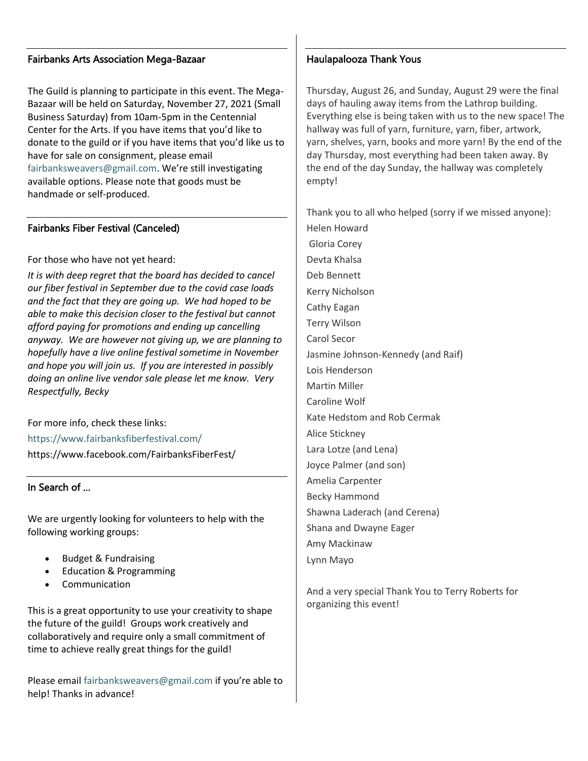## Fairbanks Arts Association Mega-Bazaar

The Guild is planning to participate in this event. The Mega-Bazaar will be held on Saturday, November 27, 2021 (Small Business Saturday) from 10am-5pm in the Centennial Center for the Arts. If you have items that you'd like to donate to the guild or if you have items that you'd like us to have for sale on consignment, please email fairbanksweavers@gmail.com. We're still investigating available options. Please note that goods must be handmade or self-produced.

## Fairbanks Fiber Festival (Canceled)

For those who have not yet heard:

*It is with deep regret that the board has decided to cancel our fiber festival in September due to the covid case loads and the fact that they are going up. We had hoped to be able to make this decision closer to the festival but cannot afford paying for promotions and ending up cancelling anyway. We are however not giving up, we are planning to hopefully have a live online festival sometime in November and hope you will join us. If you are interested in possibly doing an online live vendor sale please let me know. Very Respectfully, Becky*

For more info, check these links:

https://www.fairbanksfiberfestival.com/

https://www.facebook.com/FairbanksFiberFest/

## In Search of …

We are urgently looking for volunteers to help with the following working groups:

- Budget & Fundraising
- Education & Programming
- Communication

This is a great opportunity to use your creativity to shape the future of the guild! Groups work creatively and collaboratively and require only a small commitment of time to achieve really great things for the guild!

Please email fairbanksweavers@gmail.com if you're able to help! Thanks in advance!

## Haulapalooza Thank Yous

Thursday, August 26, and Sunday, August 29 were the final days of hauling away items from the Lathrop building. Everything else is being taken with us to the new space! The hallway was full of yarn, furniture, yarn, fiber, artwork, yarn, shelves, yarn, books and more yarn! By the end of the day Thursday, most everything had been taken away. By the end of the day Sunday, the hallway was completely empty!

Thank you to all who helped (sorry if we missed anyone):

Helen Howard
Gloria Corey
Devta Khalsa
Deb Bennett
Kerry Nicholson
Cathy Eagan
Terry Wilson
Carol Secor
Jasmine Johnson-Kennedy (and Raif)
Lois Henderson
Martin Miller
Caroline Wolf
Kate Hedstom and Rob Cermak
Alice Stickney
Lara Lotze (and Lena)
Joyce Palmer (and son)
Amelia Carpenter
Becky Hammond
Shawna Laderach (and Cerena)
Shana and Dwayne Eager
Amy Mackinaw
Lynn Mayo

And a very special Thank You to Terry Roberts for organizing this event!